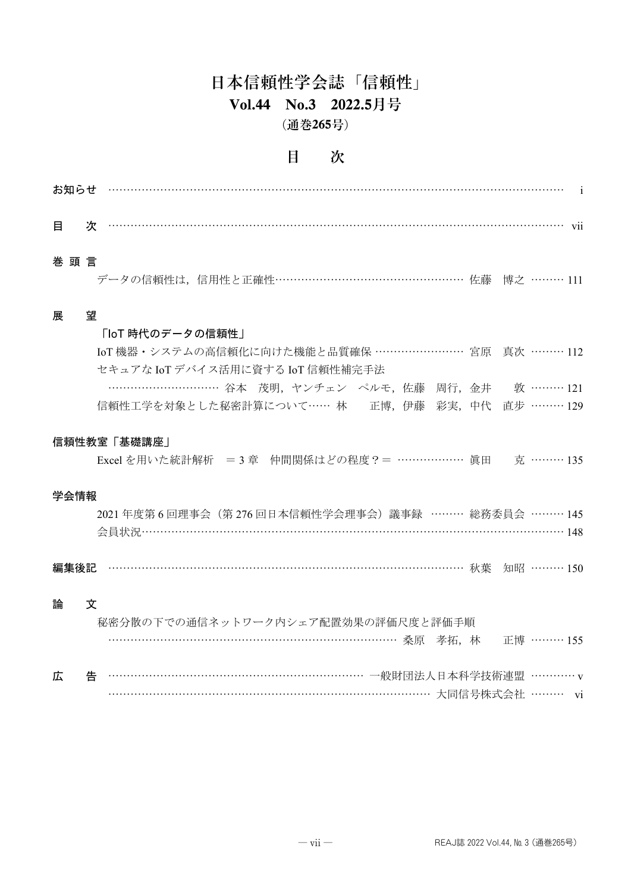# 日本信頼性学会誌「信頼性」

## Vol.44　No.3　2022.5月号

（通巻265号）

## 目　次

**お知らせ** ……………………………………………………………………………………………… i

**目　次** ……………………………………………………………………………………………… vii

**巻頭言**

データの信頼性は，信用性と正確性……………………………………………… 佐藤　博之 ……… 111

**展　望**

**「IoT 時代のデータの信頼性」**

IoT 機器・システムの高信頼化に向けた機能と品質確保 …………………… 宮原　真次 ……… 112

セキュアな IoT デバイス活用に資する IoT 信頼性補完手法

………………………… 谷本　茂明，ヤンチェン　ペルモ，佐藤　周行，金井　敦 ……… 121

信頼性工学を対象とした秘密計算について…… 林　正博，伊藤　彩実，中代　直歩 ……… 129

**信頼性教室「基礎講座」**

Excel を用いた統計解析　＝3 章　仲間関係はどの程度？＝ ……………… 眞田　克 ……… 135

**学会情報**

2021 年度第 6 回理事会（第 276 回日本信頼性学会理事会）議事録 ……… 総務委員会 ……… 145

会員状況…………………………………………………………………………………………… 148

**編集後記** ……………………………………………………………………………… 秋葉　知昭 ……… 150

**論　文**

秘密分散の下での通信ネットワーク内シェア配置効果の評価尺度と評価手順

…………………………………………………………………… 桑原　孝拓，林　正博 ……… 155

**広　告** ……………………………………………………………… 一般財団法人日本科学技術連盟 ………… v

……………………………………………………………………………… 大同信号株式会社 ……… vi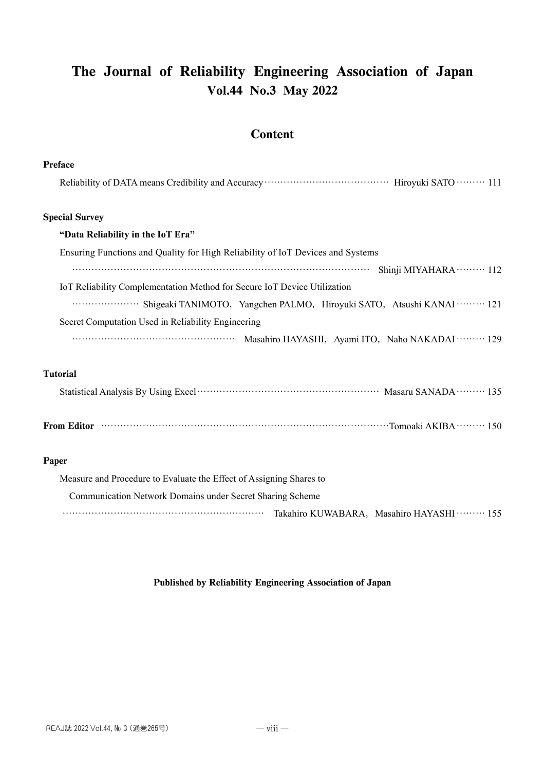# The Journal of Reliability Engineering Association of Japan
## Vol.44 No.3 May 2022

## Content

**Preface**

Reliability of DATA means Credibility and Accuracy ………… Hiroyuki SATO ……… 111

**Special Survey**

**"Data Reliability in the IoT Era"**

Ensuring Functions and Quality for High Reliability of IoT Devices and Systems
………… Shinji MIYAHARA ……… 112

IoT Reliability Complementation Method for Secure IoT Device Utilization
………… Shigeaki TANIMOTO, Yangchen PALMO, Hiroyuki SATO, Atsushi KANAI ……… 121

Secret Computation Used in Reliability Engineering
………… Masahiro HAYASHI, Ayami ITO, Naho NAKADAI ……… 129

**Tutorial**

Statistical Analysis By Using Excel ………… Masaru SANADA ……… 135

**From Editor** ………… Tomoaki AKIBA ……… 150

**Paper**

Measure and Procedure to Evaluate the Effect of Assigning Shares to Communication Network Domains under Secret Sharing Scheme
………… Takahiro KUWABARA, Masahiro HAYASHI ……… 155

**Published by Reliability Engineering Association of Japan**